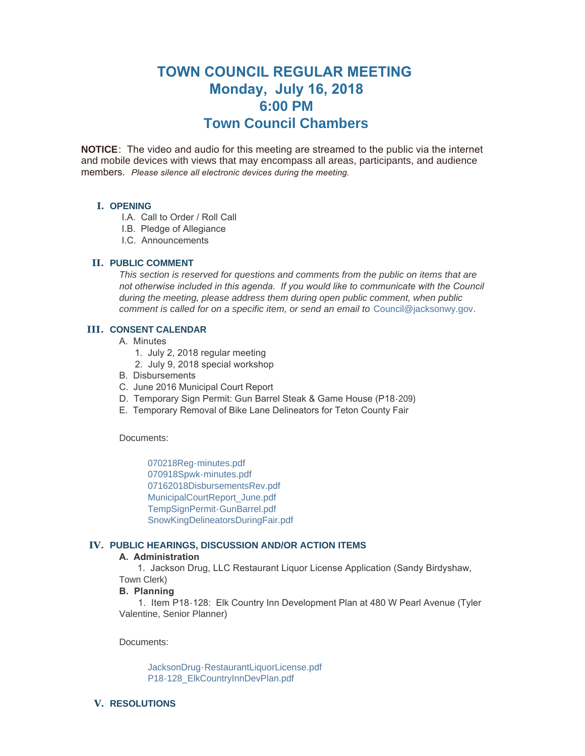# TOWN COUNCIL REGULAR MEETING
## Monday, July 16, 2018
## 6:00 PM
## Town Council Chambers

**NOTICE**: The video and audio for this meeting are streamed to the public via the internet and mobile devices with views that may encompass all areas, participants, and audience members. *Please silence all electronic devices during the meeting.*

### I. OPENING

I.A. Call to Order / Roll Call
I.B. Pledge of Allegiance
I.C. Announcements

### II. PUBLIC COMMENT

*This section is reserved for questions and comments from the public on items that are not otherwise included in this agenda. If you would like to communicate with the Council during the meeting, please address them during open public comment, when public comment is called for on a specific item, or send an email to* Council@jacksonwy.gov.

### III. CONSENT CALENDAR

A. Minutes
   1. July 2, 2018 regular meeting
   2. July 9, 2018 special workshop
B. Disbursements
C. June 2016 Municipal Court Report
D. Temporary Sign Permit: Gun Barrel Steak & Game House (P18-209)
E. Temporary Removal of Bike Lane Delineators for Teton County Fair

Documents:

070218Reg-minutes.pdf
070918Spwk-minutes.pdf
07162018DisbursementsRev.pdf
MunicipalCourtReport_June.pdf
TempSignPermit-GunBarrel.pdf
SnowKingDelineatorsDuringFair.pdf

### IV. PUBLIC HEARINGS, DISCUSSION AND/OR ACTION ITEMS

**A. Administration**

1. Jackson Drug, LLC Restaurant Liquor License Application (Sandy Birdyshaw, Town Clerk)

**B. Planning**

1. Item P18-128: Elk Country Inn Development Plan at 480 W Pearl Avenue (Tyler Valentine, Senior Planner)

Documents:

JacksonDrug-RestaurantLiquorLicense.pdf
P18-128_ElkCountryInnDevPlan.pdf

### V. RESOLUTIONS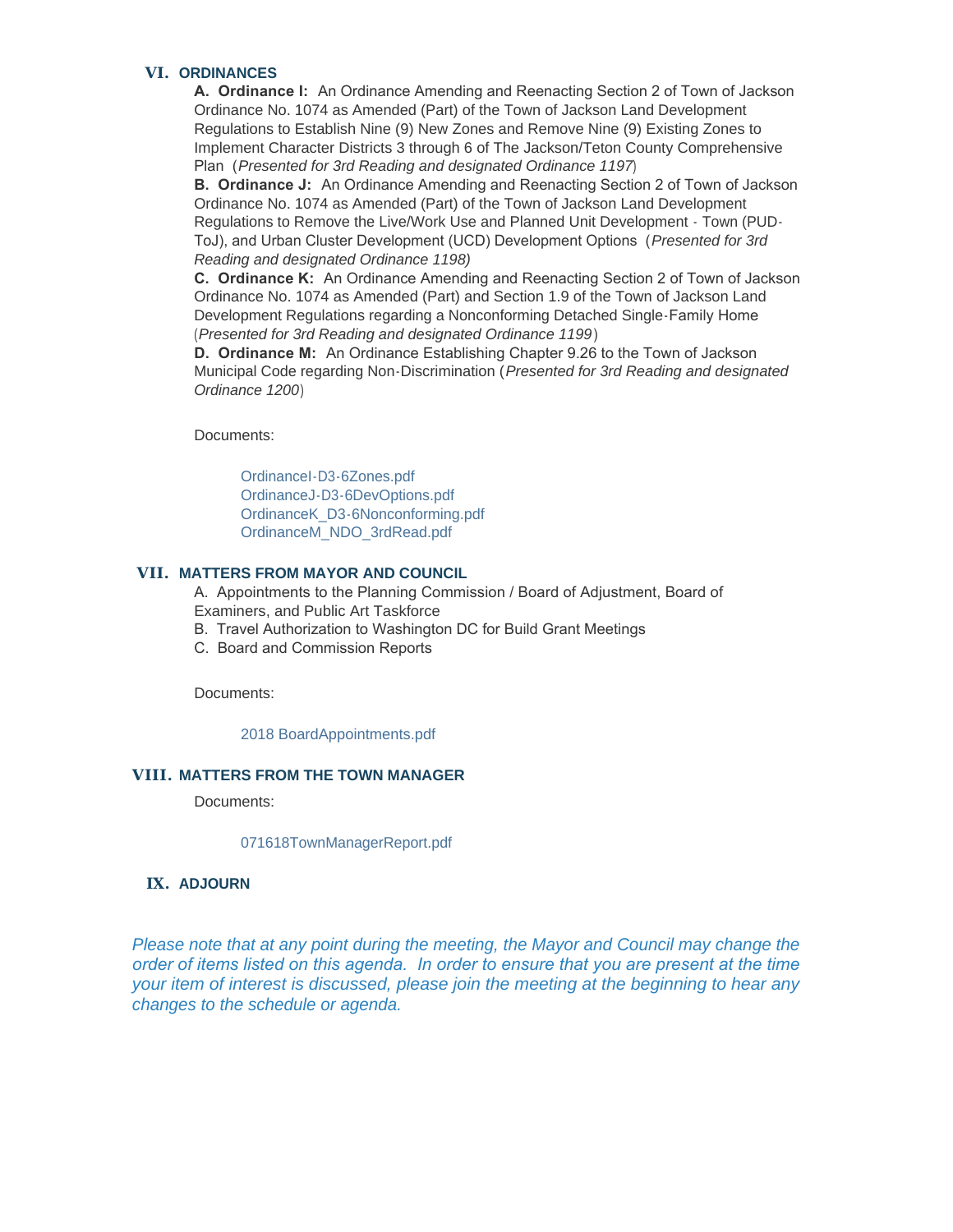## VI. ORDINANCES

**A. Ordinance I:** An Ordinance Amending and Reenacting Section 2 of Town of Jackson Ordinance No. 1074 as Amended (Part) of the Town of Jackson Land Development Regulations to Establish Nine (9) New Zones and Remove Nine (9) Existing Zones to Implement Character Districts 3 through 6 of The Jackson/Teton County Comprehensive Plan (*Presented for 3rd Reading and designated Ordinance 1197*)

**B. Ordinance J:** An Ordinance Amending and Reenacting Section 2 of Town of Jackson Ordinance No. 1074 as Amended (Part) of the Town of Jackson Land Development Regulations to Remove the Live/Work Use and Planned Unit Development - Town (PUD-ToJ), and Urban Cluster Development (UCD) Development Options (*Presented for 3rd Reading and designated Ordinance 1198)*

**C. Ordinance K:** An Ordinance Amending and Reenacting Section 2 of Town of Jackson Ordinance No. 1074 as Amended (Part) and Section 1.9 of the Town of Jackson Land Development Regulations regarding a Nonconforming Detached Single-Family Home (*Presented for 3rd Reading and designated Ordinance 1199*)

**D. Ordinance M:** An Ordinance Establishing Chapter 9.26 to the Town of Jackson Municipal Code regarding Non-Discrimination (*Presented for 3rd Reading and designated Ordinance 1200*)

Documents:

OrdinanceI-D3-6Zones.pdf
OrdinanceJ-D3-6DevOptions.pdf
OrdinanceK_D3-6Nonconforming.pdf
OrdinanceM_NDO_3rdRead.pdf

## VII. MATTERS FROM MAYOR AND COUNCIL

A. Appointments to the Planning Commission / Board of Adjustment, Board of Examiners, and Public Art Taskforce
B. Travel Authorization to Washington DC for Build Grant Meetings
C. Board and Commission Reports

Documents:

2018 BoardAppointments.pdf

## VIII. MATTERS FROM THE TOWN MANAGER

Documents:

071618TownManagerReport.pdf

## IX. ADJOURN

*Please note that at any point during the meeting, the Mayor and Council may change the order of items listed on this agenda. In order to ensure that you are present at the time your item of interest is discussed, please join the meeting at the beginning to hear any changes to the schedule or agenda.*